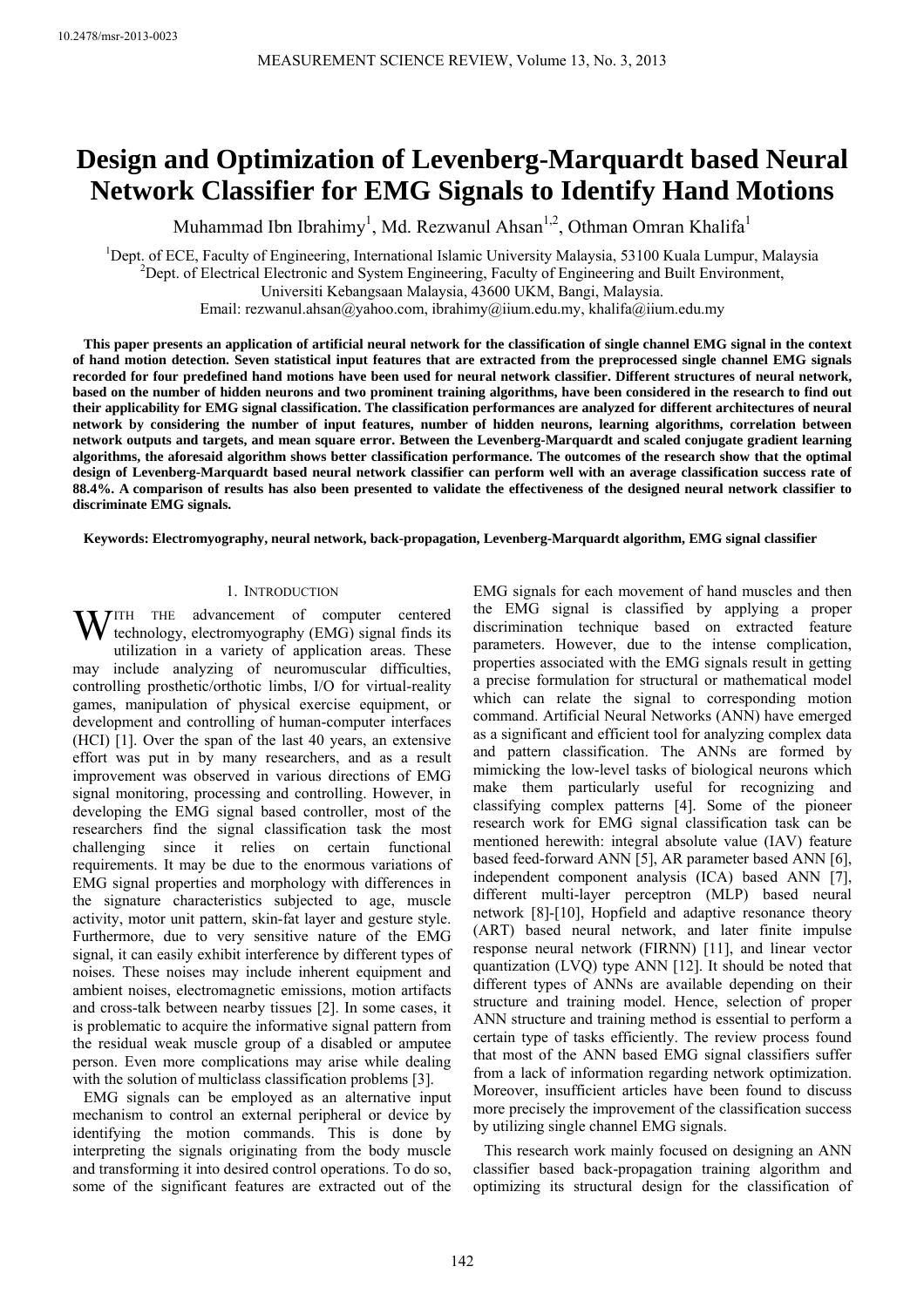# Design and Optimization of Levenberg-Marquardt based Neural Network Classifier for EMG Signals to Identify Hand Motions

Muhammad Ibn Ibrahimy[1], Md. Rezwanul Ahsan[1,2], Othman Omran Khalifa[1]

[1]Dept. of ECE, Faculty of Engineering, International Islamic University Malaysia, 53100 Kuala Lumpur, Malaysia
[2]Dept. of Electrical Electronic and System Engineering, Faculty of Engineering and Built Environment, Universiti Kebangsaan Malaysia, 43600 UKM, Bangi, Malaysia.
Email: rezwanul.ahsan@yahoo.com, ibrahimy@iium.edu.my, khalifa@iium.edu.my

**This paper presents an application of artificial neural network for the classification of single channel EMG signal in the context of hand motion detection. Seven statistical input features that are extracted from the preprocessed single channel EMG signals recorded for four predefined hand motions have been used for neural network classifier. Different structures of neural network, based on the number of hidden neurons and two prominent training algorithms, have been considered in the research to find out their applicability for EMG signal classification. The classification performances are analyzed for different architectures of neural network by considering the number of input features, number of hidden neurons, learning algorithms, correlation between network outputs and targets, and mean square error. Between the Levenberg-Marquardt and scaled conjugate gradient learning algorithms, the aforesaid algorithm shows better classification performance. The outcomes of the research show that the optimal design of Levenberg-Marquardt based neural network classifier can perform well with an average classification success rate of 88.4%. A comparison of results has also been presented to validate the effectiveness of the designed neural network classifier to discriminate EMG signals.**

**Keywords: Electromyography, neural network, back-propagation, Levenberg-Marquardt algorithm, EMG signal classifier**

## 1. Introduction

With the advancement of computer centered technology, electromyography (EMG) signal finds its utilization in a variety of application areas. These may include analyzing of neuromuscular difficulties, controlling prosthetic/orthotic limbs, I/O for virtual-reality games, manipulation of physical exercise equipment, or development and controlling of human-computer interfaces (HCI) [1]. Over the span of the last 40 years, an extensive effort was put in by many researchers, and as a result improvement was observed in various directions of EMG signal monitoring, processing and controlling. However, in developing the EMG signal based controller, most of the researchers find the signal classification task the most challenging since it relies on certain functional requirements. It may be due to the enormous variations of EMG signal properties and morphology with differences in the signature characteristics subjected to age, muscle activity, motor unit pattern, skin-fat layer and gesture style. Furthermore, due to very sensitive nature of the EMG signal, it can easily exhibit interference by different types of noises. These noises may include inherent equipment and ambient noises, electromagnetic emissions, motion artifacts and cross-talk between nearby tissues [2]. In some cases, it is problematic to acquire the informative signal pattern from the residual weak muscle group of a disabled or amputee person. Even more complications may arise while dealing with the solution of multiclass classification problems [3].

EMG signals can be employed as an alternative input mechanism to control an external peripheral or device by identifying the motion commands. This is done by interpreting the signals originating from the body muscle and transforming it into desired control operations. To do so, some of the significant features are extracted out of the EMG signals for each movement of hand muscles and then the EMG signal is classified by applying a proper discrimination technique based on extracted feature parameters. However, due to the intense complication, properties associated with the EMG signals result in getting a precise formulation for structural or mathematical model which can relate the signal to corresponding motion command. Artificial Neural Networks (ANN) have emerged as a significant and efficient tool for analyzing complex data and pattern classification. The ANNs are formed by mimicking the low-level tasks of biological neurons which make them particularly useful for recognizing and classifying complex patterns [4]. Some of the pioneer research work for EMG signal classification task can be mentioned herewith: integral absolute value (IAV) feature based feed-forward ANN [5], AR parameter based ANN [6], independent component analysis (ICA) based ANN [7], different multi-layer perceptron (MLP) based neural network [8]-[10], Hopfield and adaptive resonance theory (ART) based neural network, and later finite impulse response neural network (FIRNN) [11], and linear vector quantization (LVQ) type ANN [12]. It should be noted that different types of ANNs are available depending on their structure and training model. Hence, selection of proper ANN structure and training method is essential to perform a certain type of tasks efficiently. The review process found that most of the ANN based EMG signal classifiers suffer from a lack of information regarding network optimization. Moreover, insufficient articles have been found to discuss more precisely the improvement of the classification success by utilizing single channel EMG signals.

This research work mainly focused on designing an ANN classifier based back-propagation training algorithm and optimizing its structural design for the classification of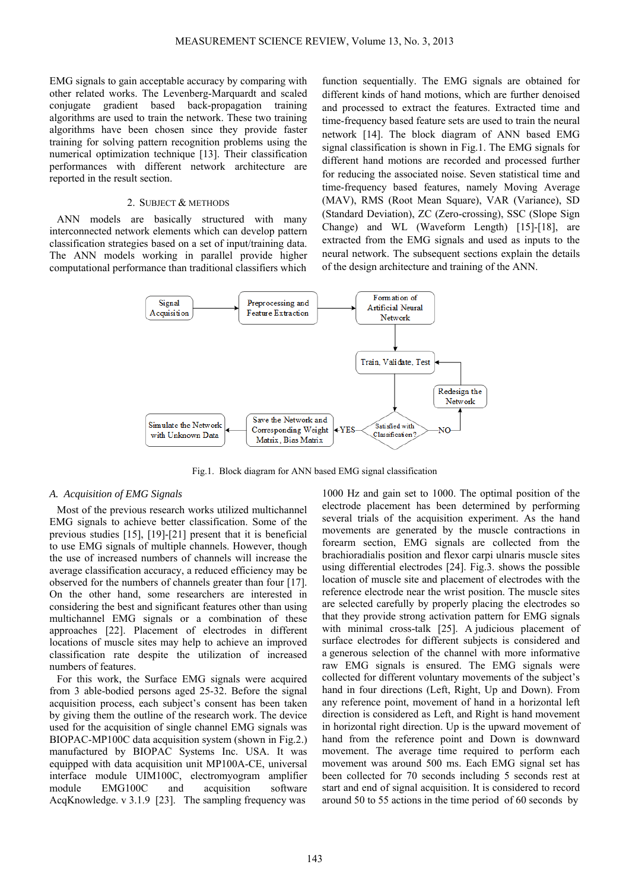EMG signals to gain acceptable accuracy by comparing with other related works. The Levenberg-Marquardt and scaled conjugate gradient based back-propagation training algorithms are used to train the network. These two training algorithms have been chosen since they provide faster training for solving pattern recognition problems using the numerical optimization technique [13]. Their classification performances with different network architecture are reported in the result section.

## 2. Subject & Methods

ANN models are basically structured with many interconnected network elements which can develop pattern classification strategies based on a set of input/training data. The ANN models working in parallel provide higher computational performance than traditional classifiers which function sequentially. The EMG signals are obtained for different kinds of hand motions, which are further denoised and processed to extract the features. Extracted time and time-frequency based feature sets are used to train the neural network [14]. The block diagram of ANN based EMG signal classification is shown in Fig.1. The EMG signals for different hand motions are recorded and processed further for reducing the associated noise. Seven statistical time and time-frequency based features, namely Moving Average (MAV), RMS (Root Mean Square), VAR (Variance), SD (Standard Deviation), ZC (Zero-crossing), SSC (Slope Sign Change) and WL (Waveform Length) [15]-[18], are extracted from the EMG signals and used as inputs to the neural network. The subsequent sections explain the details of the design architecture and training of the ANN.

```
Signal Acquisition --> Preprocessing and Feature Extraction --> Formation of Artificial Neural Network
                                                                        |
                                                                        v
                                                              Train, Validate, Test <------+
                                                                        |                  |
                                                                        v              Redesign the
Simulate the Network <-- Save the Network and Corresponding <--YES-- Satisfied with --NO--> Network
with Unknown Data        Weight Matrix, Bias Matrix                  Classification?
```

Fig.1. Block diagram for ANN based EMG signal classification

### A. *Acquisition of EMG Signals*

Most of the previous research works utilized multichannel EMG signals to achieve better classification. Some of the previous studies [15], [19]-[21] present that it is beneficial to use EMG signals of multiple channels. However, though the use of increased numbers of channels will increase the average classification accuracy, a reduced efficiency may be observed for the numbers of channels greater than four [17]. On the other hand, some researchers are interested in considering the best and significant features other than using multichannel EMG signals or a combination of these approaches [22]. Placement of electrodes in different locations of muscle sites may help to achieve an improved classification rate despite the utilization of increased numbers of features.

For this work, the Surface EMG signals were acquired from 3 able-bodied persons aged 25-32. Before the signal acquisition process, each subject's consent has been taken by giving them the outline of the research work. The device used for the acquisition of single channel EMG signals was BIOPAC-MP100C data acquisition system (shown in Fig.2.) manufactured by BIOPAC Systems Inc. USA. It was equipped with data acquisition unit MP100A-CE, universal interface module UIM100C, electromyogram amplifier module EMG100C and acquisition software AcqKnowledge. v 3.1.9 [23]. The sampling frequency was 1000 Hz and gain set to 1000. The optimal position of the electrode placement has been determined by performing several trials of the acquisition experiment. As the hand movements are generated by the muscle contractions in forearm section, EMG signals are collected from the brachioradialis position and flexor carpi ulnaris muscle sites using differential electrodes [24]. Fig.3. shows the possible location of muscle site and placement of electrodes with the reference electrode near the wrist position. The muscle sites are selected carefully by properly placing the electrodes so that they provide strong activation pattern for EMG signals with minimal cross-talk [25]. A judicious placement of surface electrodes for different subjects is considered and a generous selection of the channel with more informative raw EMG signals is ensured. The EMG signals were collected for different voluntary movements of the subject's hand in four directions (Left, Right, Up and Down). From any reference point, movement of hand in a horizontal left direction is considered as Left, and Right is hand movement in horizontal right direction. Up is the upward movement of hand from the reference point and Down is downward movement. The average time required to perform each movement was around 500 ms. Each EMG signal set has been collected for 70 seconds including 5 seconds rest at start and end of signal acquisition. It is considered to record around 50 to 55 actions in the time period of 60 seconds by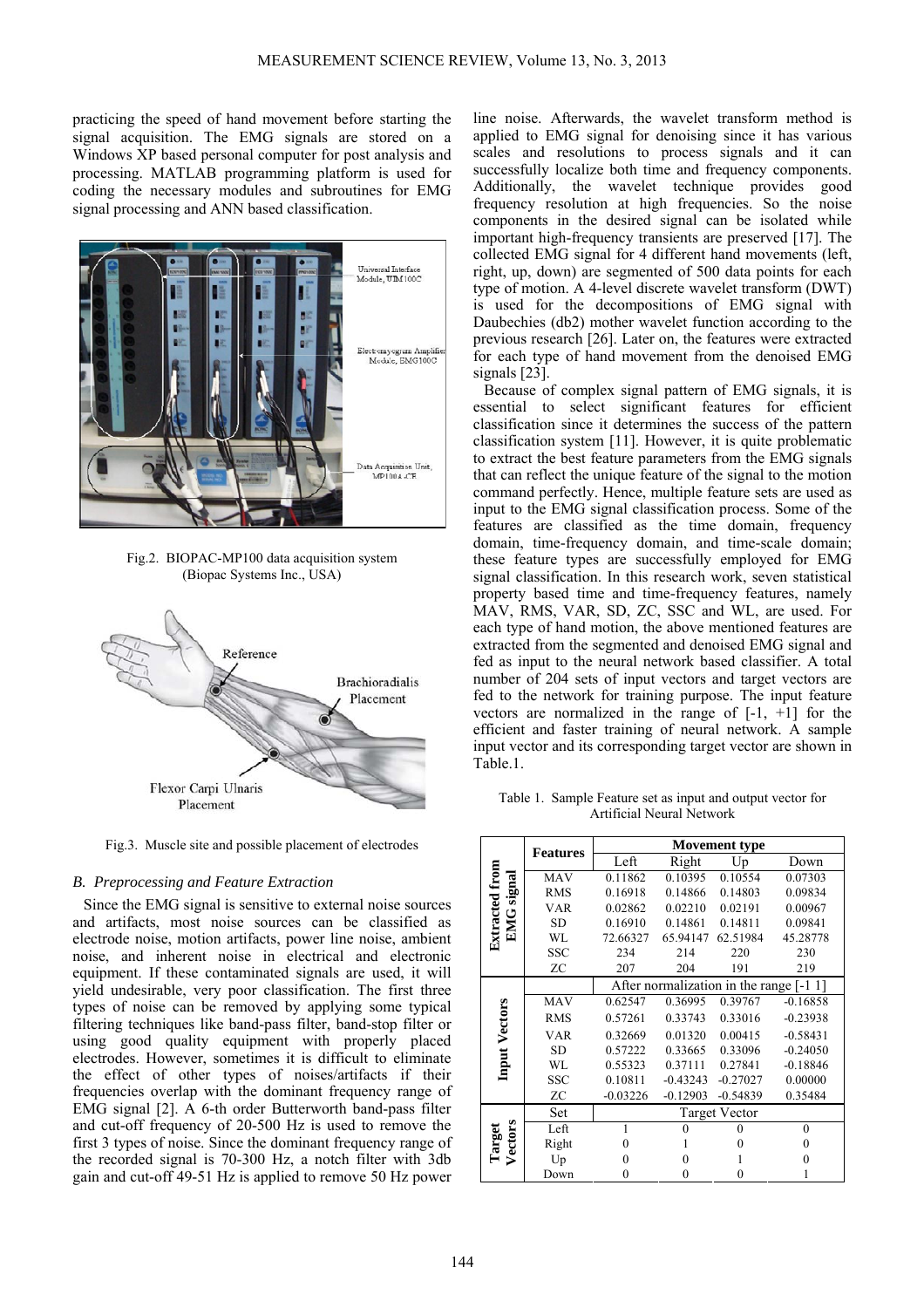practicing the speed of hand movement before starting the signal acquisition. The EMG signals are stored on a Windows XP based personal computer for post analysis and processing. MATLAB programming platform is used for coding the necessary modules and subroutines for EMG signal processing and ANN based classification.

Fig.2. BIOPAC-MP100 data acquisition system (Biopac Systems Inc., USA)

Fig.3. Muscle site and possible placement of electrodes

### B. Preprocessing and Feature Extraction

Since the EMG signal is sensitive to external noise sources and artifacts, most noise sources can be classified as electrode noise, motion artifacts, power line noise, ambient noise, and inherent noise in electrical and electronic equipment. If these contaminated signals are used, it will yield undesirable, very poor classification. The first three types of noise can be removed by applying some typical filtering techniques like band-pass filter, band-stop filter or using good quality equipment with properly placed electrodes. However, sometimes it is difficult to eliminate the effect of other types of noises/artifacts if their frequencies overlap with the dominant frequency range of EMG signal [2]. A 6-th order Butterworth band-pass filter and cut-off frequency of 20-500 Hz is used to remove the first 3 types of noise. Since the dominant frequency range of the recorded signal is 70-300 Hz, a notch filter with 3db gain and cut-off 49-51 Hz is applied to remove 50 Hz power line noise. Afterwards, the wavelet transform method is applied to EMG signal for denoising since it has various scales and resolutions to process signals and it can successfully localize both time and frequency components. Additionally, the wavelet technique provides good frequency resolution at high frequencies. So the noise components in the desired signal can be isolated while important high-frequency transients are preserved [17]. The collected EMG signal for 4 different hand movements (left, right, up, down) are segmented of 500 data points for each type of motion. A 4-level discrete wavelet transform (DWT) is used for the decompositions of EMG signal with Daubechies (db2) mother wavelet function according to the previous research [26]. Later on, the features were extracted for each type of hand movement from the denoised EMG signals [23].

Because of complex signal pattern of EMG signals, it is essential to select significant features for efficient classification since it determines the success of the pattern classification system [11]. However, it is quite problematic to extract the best feature parameters from the EMG signals that can reflect the unique feature of the signal to the motion command perfectly. Hence, multiple feature sets are used as input to the EMG signal classification process. Some of the features are classified as the time domain, frequency domain, time-frequency domain, and time-scale domain; these feature types are successfully employed for EMG signal classification. In this research work, seven statistical property based time and time-frequency features, namely MAV, RMS, VAR, SD, ZC, SSC and WL, are used. For each type of hand motion, the above mentioned features are extracted from the segmented and denoised EMG signal and fed as input to the neural network based classifier. A total number of 204 sets of input vectors and target vectors are fed to the network for training purpose. The input feature vectors are normalized in the range of [-1, +1] for the efficient and faster training of neural network. A sample input vector and its corresponding target vector are shown in Table.1.

Table 1. Sample Feature set as input and output vector for Artificial Neural Network

| | Features | Movement type | | | |
|---|---|---|---|---|---|
| | | Left | Right | Up | Down |
| **Extracted from EMG signal** | MAV | 0.11862 | 0.10395 | 0.10554 | 0.07303 |
| | RMS | 0.16918 | 0.14866 | 0.14803 | 0.09834 |
| | VAR | 0.02862 | 0.02210 | 0.02191 | 0.00967 |
| | SD | 0.16910 | 0.14861 | 0.14811 | 0.09841 |
| | WL | 72.66327 | 65.94147 | 62.51984 | 45.28778 |
| | SSC | 234 | 214 | 220 | 230 |
| | ZC | 207 | 204 | 191 | 219 |
| | | After normalization in the range [-1 1] | | | |
| **Input Vectors** | MAV | 0.62547 | 0.36995 | 0.39767 | -0.16858 |
| | RMS | 0.57261 | 0.33743 | 0.33016 | -0.23938 |
| | VAR | 0.32669 | 0.01320 | 0.00415 | -0.58431 |
| | SD | 0.57222 | 0.33665 | 0.33096 | -0.24050 |
| | WL | 0.55323 | 0.37111 | 0.27841 | -0.18846 |
| | SSC | 0.10811 | -0.43243 | -0.27027 | 0.00000 |
| | ZC | -0.03226 | -0.12903 | -0.54839 | 0.35484 |
| | Set | Target Vector | | | |
| **Target Vectors** | Left | 1 | 0 | 0 | 0 |
| | Right | 0 | 1 | 0 | 0 |
| | Up | 0 | 0 | 1 | 0 |
| | Down | 0 | 0 | 0 | 1 |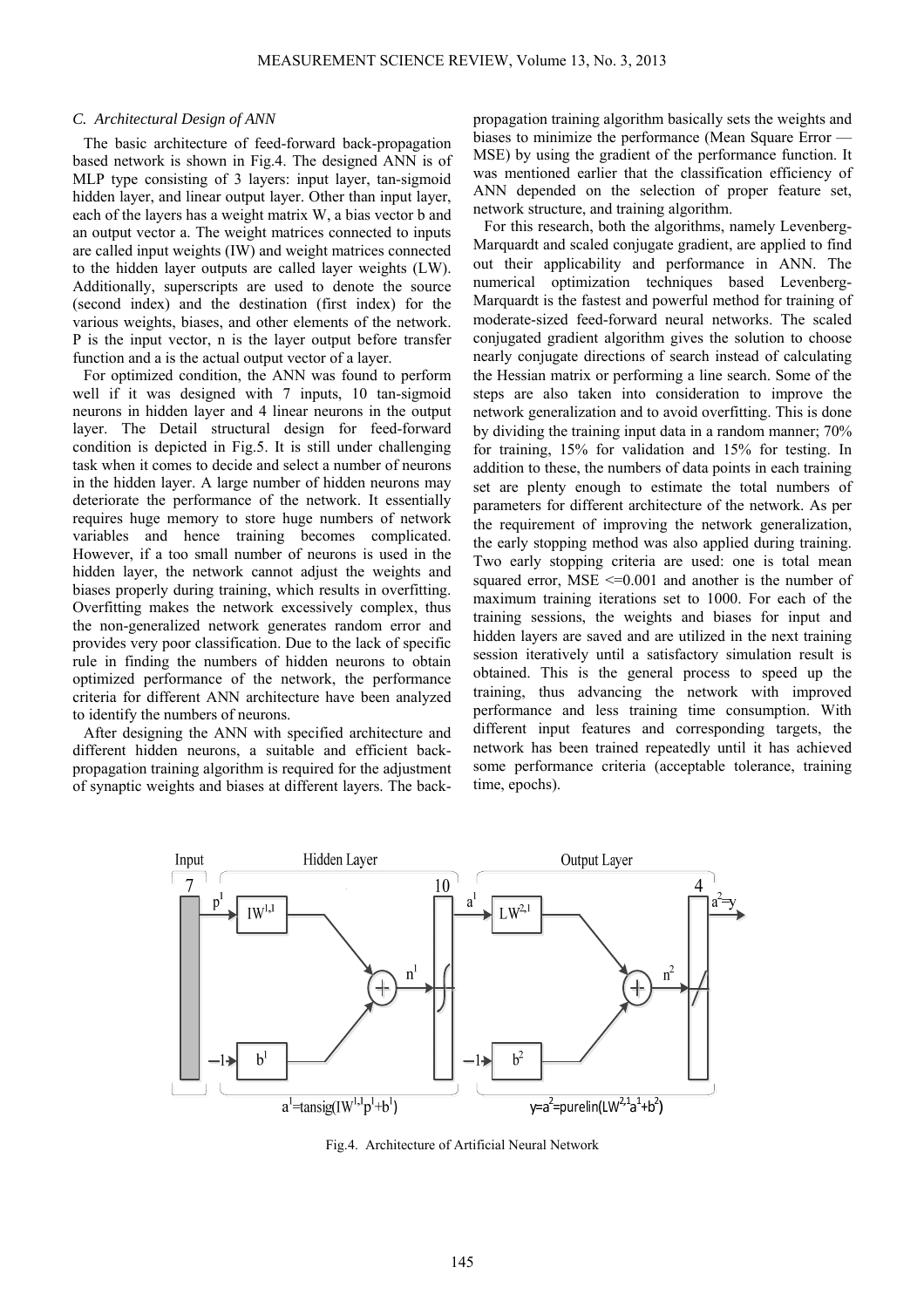### C. Architectural Design of ANN

The basic architecture of feed-forward back-propagation based network is shown in Fig.4. The designed ANN is of MLP type consisting of 3 layers: input layer, tan-sigmoid hidden layer, and linear output layer. Other than input layer, each of the layers has a weight matrix W, a bias vector b and an output vector a. The weight matrices connected to inputs are called input weights (IW) and weight matrices connected to the hidden layer outputs are called layer weights (LW). Additionally, superscripts are used to denote the source (second index) and the destination (first index) for the various weights, biases, and other elements of the network. P is the input vector, n is the layer output before transfer function and a is the actual output vector of a layer.

For optimized condition, the ANN was found to perform well if it was designed with 7 inputs, 10 tan-sigmoid neurons in hidden layer and 4 linear neurons in the output layer. The Detail structural design for feed-forward condition is depicted in Fig.5. It is still under challenging task when it comes to decide and select a number of neurons in the hidden layer. A large number of hidden neurons may deteriorate the performance of the network. It essentially requires huge memory to store huge numbers of network variables and hence training becomes complicated. However, if a too small number of neurons is used in the hidden layer, the network cannot adjust the weights and biases properly during training, which results in overfitting. Overfitting makes the network excessively complex, thus the non-generalized network generates random error and provides very poor classification. Due to the lack of specific rule in finding the numbers of hidden neurons to obtain optimized performance of the network, the performance criteria for different ANN architecture have been analyzed to identify the numbers of neurons.

After designing the ANN with specified architecture and different hidden neurons, a suitable and efficient back-propagation training algorithm is required for the adjustment of synaptic weights and biases at different layers. The back-propagation training algorithm basically sets the weights and biases to minimize the performance (Mean Square Error — MSE) by using the gradient of the performance function. It was mentioned earlier that the classification efficiency of ANN depended on the selection of proper feature set, network structure, and training algorithm.

For this research, both the algorithms, namely Levenberg-Marquardt and scaled conjugate gradient, are applied to find out their applicability and performance in ANN. The numerical optimization techniques based Levenberg-Marquardt is the fastest and powerful method for training of moderate-sized feed-forward neural networks. The scaled conjugated gradient algorithm gives the solution to choose nearly conjugate directions of search instead of calculating the Hessian matrix or performing a line search. Some of the steps are also taken into consideration to improve the network generalization and to avoid overfitting. This is done by dividing the training input data in a random manner; 70% for training, 15% for validation and 15% for testing. In addition to these, the numbers of data points in each training set are plenty enough to estimate the total numbers of parameters for different architecture of the network. As per the requirement of improving the network generalization, the early stopping method was also applied during training. Two early stopping criteria are used: one is total mean squared error, MSE <=0.001 and another is the number of maximum training iterations set to 1000. For each of the training sessions, the weights and biases for input and hidden layers are saved and are utilized in the next training session iteratively until a satisfactory simulation result is obtained. This is the general process to speed up the training, thus advancing the network with improved performance and less training time consumption. With different input features and corresponding targets, the network has been trained repeatedly until it has achieved some performance criteria (acceptable tolerance, training time, epochs).

Input: 7 — Hidden Layer: 10 — Output Layer: 4

$a^1 = \text{tansig}(IW^{1,1}p^1 + b^1)$ $\quad$ $y = a^2 = \text{purelin}(LW^{2,1}a^1 + b^2)$

Fig.4. Architecture of Artificial Neural Network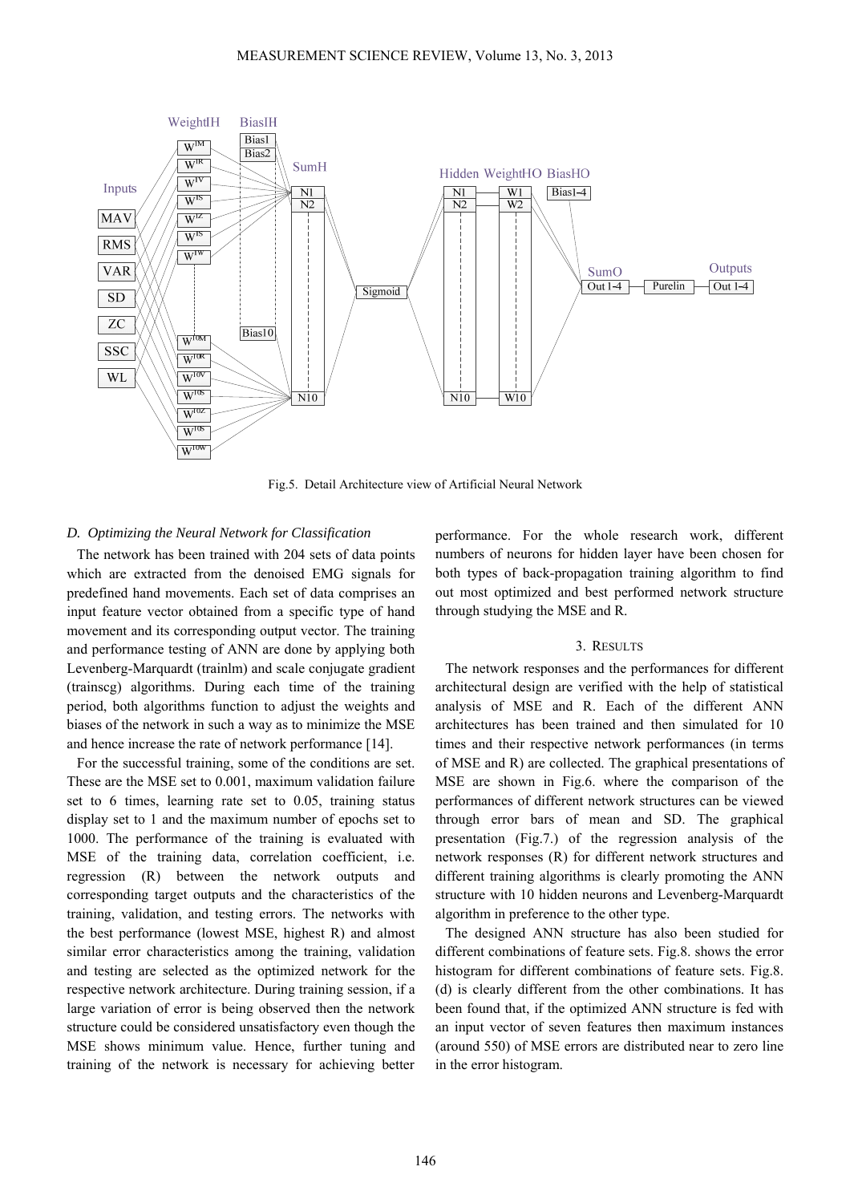Fig.5. Detail Architecture view of Artificial Neural Network

### *D. Optimizing the Neural Network for Classification*

The network has been trained with 204 sets of data points which are extracted from the denoised EMG signals for predefined hand movements. Each set of data comprises an input feature vector obtained from a specific type of hand movement and its corresponding output vector. The training and performance testing of ANN are done by applying both Levenberg-Marquardt (trainlm) and scale conjugate gradient (trainscg) algorithms. During each time of the training period, both algorithms function to adjust the weights and biases of the network in such a way as to minimize the MSE and hence increase the rate of network performance [14].

For the successful training, some of the conditions are set. These are the MSE set to 0.001, maximum validation failure set to 6 times, learning rate set to 0.05, training status display set to 1 and the maximum number of epochs set to 1000. The performance of the training is evaluated with MSE of the training data, correlation coefficient, i.e. regression (R) between the network outputs and corresponding target outputs and the characteristics of the training, validation, and testing errors. The networks with the best performance (lowest MSE, highest R) and almost similar error characteristics among the training, validation and testing are selected as the optimized network for the respective network architecture. During training session, if a large variation of error is being observed then the network structure could be considered unsatisfactory even though the MSE shows minimum value. Hence, further tuning and training of the network is necessary for achieving better performance. For the whole research work, different numbers of neurons for hidden layer have been chosen for both types of back-propagation training algorithm to find out most optimized and best performed network structure through studying the MSE and R.

## 3. Results

The network responses and the performances for different architectural design are verified with the help of statistical analysis of MSE and R. Each of the different ANN architectures has been trained and then simulated for 10 times and their respective network performances (in terms of MSE and R) are collected. The graphical presentations of MSE are shown in Fig.6. where the comparison of the performances of different network structures can be viewed through error bars of mean and SD. The graphical presentation (Fig.7.) of the regression analysis of the network responses (R) for different network structures and different training algorithms is clearly promoting the ANN structure with 10 hidden neurons and Levenberg-Marquardt algorithm in preference to the other type.

The designed ANN structure has also been studied for different combinations of feature sets. Fig.8. shows the error histogram for different combinations of feature sets. Fig.8. (d) is clearly different from the other combinations. It has been found that, if the optimized ANN structure is fed with an input vector of seven features then maximum instances (around 550) of MSE errors are distributed near to zero line in the error histogram.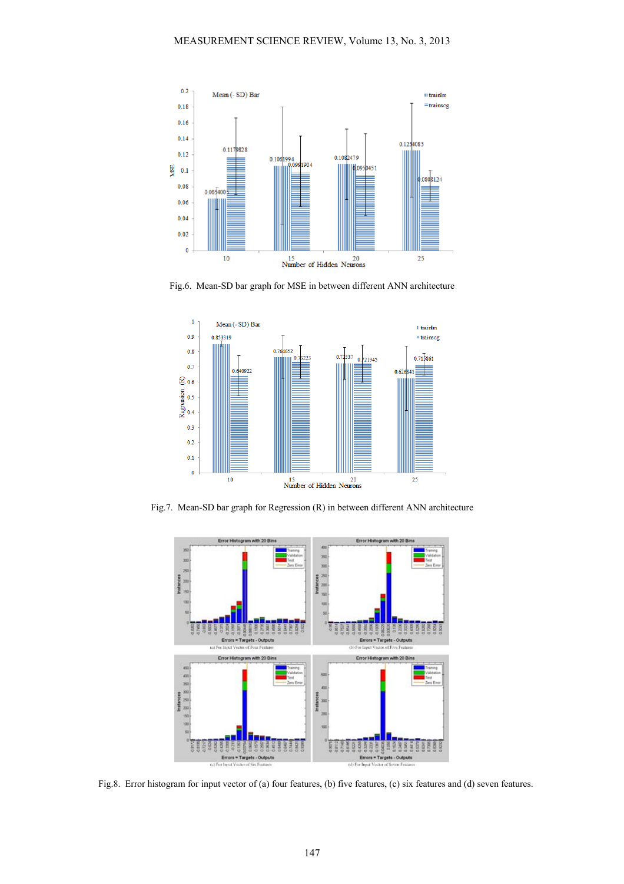Fig.6. Mean-SD bar graph for MSE in between different ANN architecture

Fig.7. Mean-SD bar graph for Regression (R) in between different ANN architecture

Fig.8. Error histogram for input vector of (a) four features, (b) five features, (c) six features and (d) seven features.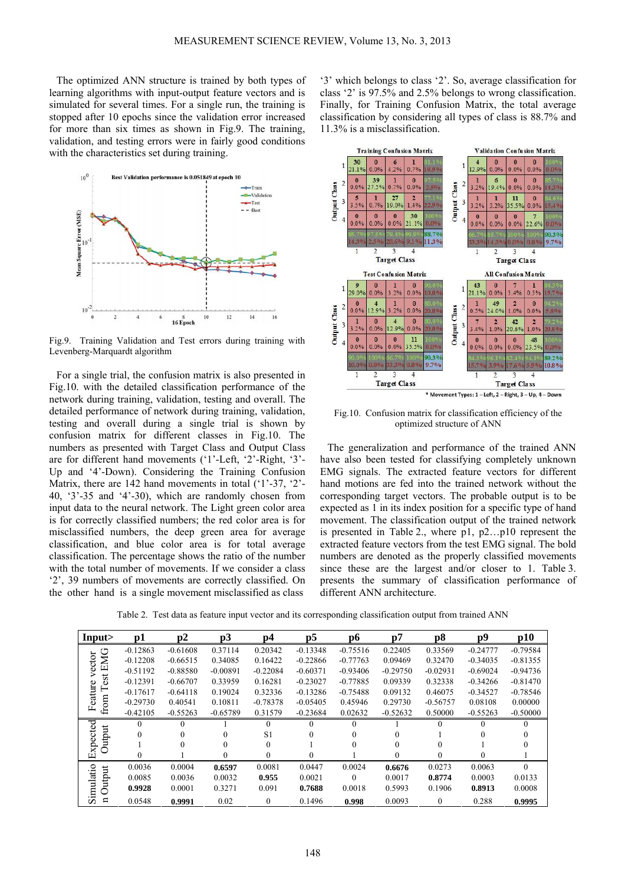The optimized ANN structure is trained by both types of learning algorithms with input-output feature vectors and is simulated for several times. For a single run, the training is stopped after 10 epochs since the validation error increased for more than six times as shown in Fig.9. The training, validation, and testing errors were in fairly good conditions with the characteristics set during training.

Fig.9. Training Validation and Test errors during training with Levenberg-Marquardt algorithm

For a single trial, the confusion matrix is also presented in Fig.10. with the detailed classification performance of the network during training, validation, testing and overall. The detailed performance of network during training, validation, testing and overall during a single trial is shown by confusion matrix for different classes in Fig.10. The numbers as presented with Target Class and Output Class are for different hand movements ('1'-Left, '2'-Right, '3'-Up and '4'-Down). Considering the Training Confusion Matrix, there are 142 hand movements in total ('1'-37, '2'-40, '3'-35 and '4'-30), which are randomly chosen from input data to the neural network. The Light green color area is for correctly classified numbers; the red color area is for misclassified numbers, the deep green area for average classification, and blue color area is for total average classification. The percentage shows the ratio of the number with the total number of movements. If we consider a class '2', 39 numbers of movements are correctly classified. On the other hand is a single movement misclassified as class '3' which belongs to class '2'. So, average classification for class '2' is 97.5% and 2.5% belongs to wrong classification. Finally, for Training Confusion Matrix, the total average classification by considering all types of class is 88.7% and 11.3% is a misclassification.

Fig.10. Confusion matrix for classification efficiency of the optimized structure of ANN

The generalization and performance of the trained ANN have also been tested for classifying completely unknown EMG signals. The extracted feature vectors for different hand motions are fed into the trained network without the corresponding target vectors. The probable output is to be expected as 1 in its index position for a specific type of hand movement. The classification output of the trained network is presented in Table 2., where p1, p2…p10 represent the extracted feature vectors from the test EMG signal. The bold numbers are denoted as the properly classified movements since these are the largest and/or closer to 1. Table 3. presents the summary of classification performance of different ANN architecture.

Table 2. Test data as feature input vector and its corresponding classification output from trained ANN

| Input> | p1 | p2 | p3 | p4 | p5 | p6 | p7 | p8 | p9 | p10 |
|---|---|---|---|---|---|---|---|---|---|---|
| Feature vector from Test EMG | -0.12863 | -0.61608 | 0.37114 | 0.20342 | -0.13348 | -0.75516 | 0.22405 | 0.33569 | -0.24777 | -0.79584 |
| | -0.12208 | -0.66515 | 0.34085 | 0.16422 | -0.22866 | -0.77763 | 0.09469 | 0.32470 | -0.34035 | -0.81355 |
| | -0.51192 | -0.88580 | -0.00891 | -0.22084 | -0.60371 | -0.93406 | -0.29750 | -0.02931 | -0.69024 | -0.94736 |
| | -0.12391 | -0.66707 | 0.33959 | 0.16281 | -0.23027 | -0.77885 | 0.09339 | 0.32338 | -0.34266 | -0.81470 |
| | -0.17617 | -0.64118 | 0.19024 | 0.32336 | -0.13286 | -0.75488 | 0.09132 | 0.46075 | -0.34527 | -0.78546 |
| | -0.29730 | 0.40541 | 0.10811 | -0.78378 | -0.05405 | 0.45946 | 0.29730 | -0.56757 | 0.08108 | 0.00000 |
| | -0.42105 | -0.55263 | -0.65789 | 0.31579 | -0.23684 | 0.02632 | -0.52632 | 0.50000 | -0.55263 | -0.50000 |
| Expected Output | 0 | 0 | 1 | 0 | 0 | 0 | 1 | 0 | 0 | 0 |
| | 0 | 0 | 0 | S1 | 0 | 0 | 0 | 1 | 0 | 0 |
| | 1 | 0 | 0 | 0 | 1 | 0 | 0 | 0 | 1 | 0 |
| | 0 | 1 | 0 | 0 | 0 | 1 | 0 | 0 | 0 | 1 |
| Simulation Output | 0.0036 | 0.0004 | **0.6597** | 0.0081 | 0.0447 | 0.0024 | **0.6676** | 0.0273 | 0.0063 | 0 |
| | 0.0085 | 0.0036 | 0.0032 | **0.955** | 0.0021 | 0 | 0.0017 | **0.8774** | 0.0003 | 0.0133 |
| | **0.9928** | 0.0001 | 0.3271 | 0.091 | **0.7688** | 0.0018 | 0.5993 | 0.1906 | **0.8913** | 0.0008 |
| | 0.0548 | **0.9991** | 0.02 | 0 | 0.1496 | **0.998** | 0.0093 | 0 | 0.288 | **0.9995** |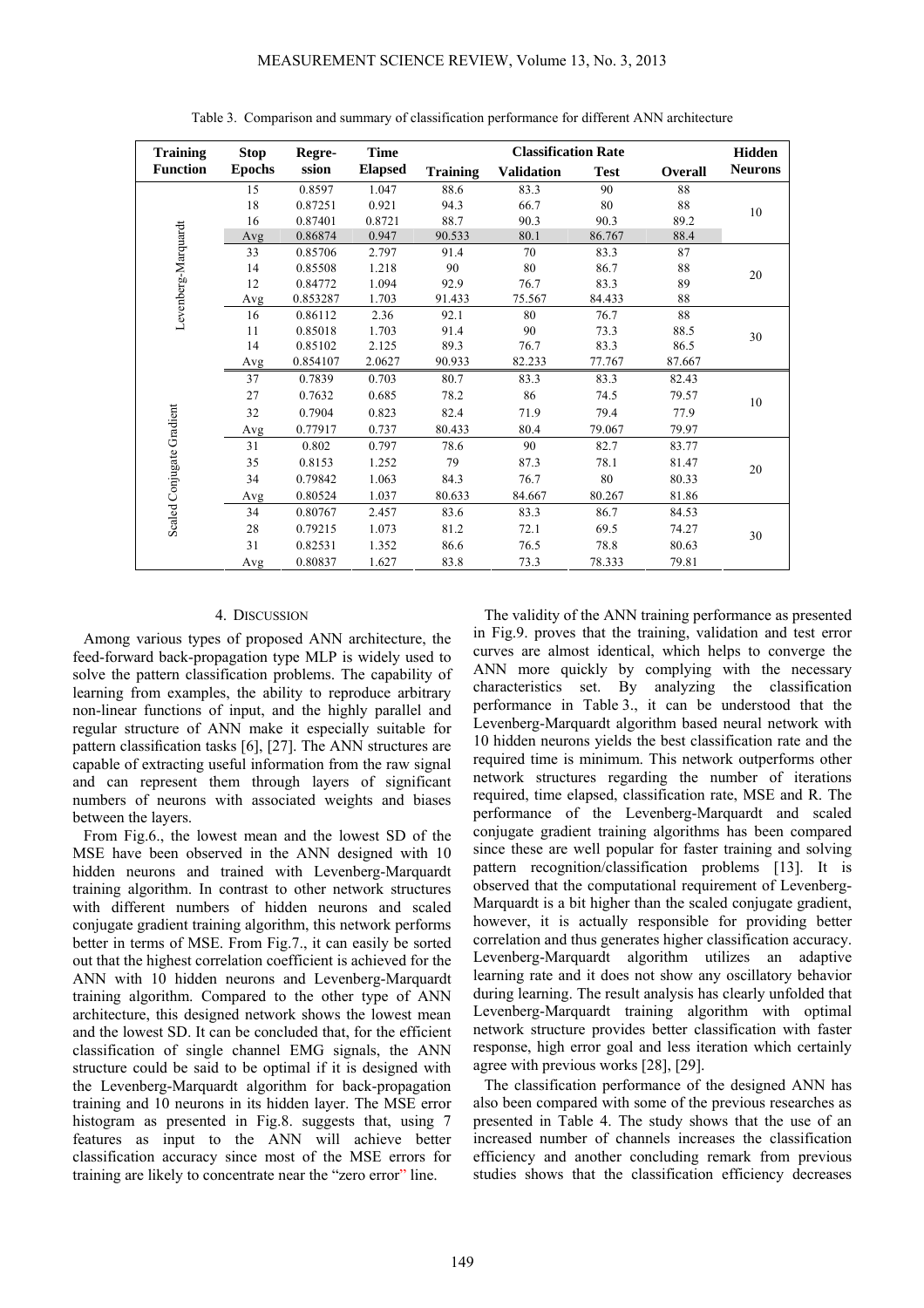Table 3. Comparison and summary of classification performance for different ANN architecture

| Training Function | Stop Epochs | Regression | Time Elapsed | Classification Rate | | | | Hidden Neurons |
|---|---|---|---|---|---|---|---|---|
| | | | | Training | Validation | Test | Overall | |
| Levenberg-Marquardt | 15 | 0.8597 | 1.047 | 88.6 | 83.3 | 90 | 88 | 10 |
| | 18 | 0.87251 | 0.921 | 94.3 | 66.7 | 80 | 88 | |
| | 16 | 0.87401 | 0.8721 | 88.7 | 90.3 | 90.3 | 89.2 | |
| | Avg | 0.86874 | 0.947 | 90.533 | 80.1 | 86.767 | 88.4 | |
| | 33 | 0.85706 | 2.797 | 91.4 | 70 | 83.3 | 87 | 20 |
| | 14 | 0.85508 | 1.218 | 90 | 80 | 86.7 | 88 | |
| | 12 | 0.84772 | 1.094 | 92.9 | 76.7 | 83.3 | 89 | |
| | Avg | 0.853287 | 1.703 | 91.433 | 75.567 | 84.433 | 88 | |
| | 16 | 0.86112 | 2.36 | 92.1 | 80 | 76.7 | 88 | 30 |
| | 11 | 0.85018 | 1.703 | 91.4 | 90 | 73.3 | 88.5 | |
| | 14 | 0.85102 | 2.125 | 89.3 | 76.7 | 83.3 | 86.5 | |
| | Avg | 0.854107 | 2.0627 | 90.933 | 82.233 | 77.767 | 87.667 | |
| Scaled Conjugate Gradient | 37 | 0.7839 | 0.703 | 80.7 | 83.3 | 83.3 | 82.43 | 10 |
| | 27 | 0.7632 | 0.685 | 78.2 | 86 | 74.5 | 79.57 | |
| | 32 | 0.7904 | 0.823 | 82.4 | 71.9 | 79.4 | 77.9 | |
| | Avg | 0.77917 | 0.737 | 80.433 | 80.4 | 79.067 | 79.97 | |
| | 31 | 0.802 | 0.797 | 78.6 | 90 | 82.7 | 83.77 | 20 |
| | 35 | 0.8153 | 1.252 | 79 | 87.3 | 78.1 | 81.47 | |
| | 34 | 0.79842 | 1.063 | 84.3 | 76.7 | 80 | 80.33 | |
| | Avg | 0.80524 | 1.037 | 80.633 | 84.667 | 80.267 | 81.86 | |
| | 34 | 0.80767 | 2.457 | 83.6 | 83.3 | 86.7 | 84.53 | 30 |
| | 28 | 0.79215 | 1.073 | 81.2 | 72.1 | 69.5 | 74.27 | |
| | 31 | 0.82531 | 1.352 | 86.6 | 76.5 | 78.8 | 80.63 | |
| | Avg | 0.80837 | 1.627 | 83.8 | 73.3 | 78.333 | 79.81 | |

## 4. DISCUSSION

Among various types of proposed ANN architecture, the feed-forward back-propagation type MLP is widely used to solve the pattern classification problems. The capability of learning from examples, the ability to reproduce arbitrary non-linear functions of input, and the highly parallel and regular structure of ANN make it especially suitable for pattern classification tasks [6], [27]. The ANN structures are capable of extracting useful information from the raw signal and can represent them through layers of significant numbers of neurons with associated weights and biases between the layers.

From Fig.6., the lowest mean and the lowest SD of the MSE have been observed in the ANN designed with 10 hidden neurons and trained with Levenberg-Marquardt training algorithm. In contrast to other network structures with different numbers of hidden neurons and scaled conjugate gradient training algorithm, this network performs better in terms of MSE. From Fig.7., it can easily be sorted out that the highest correlation coefficient is achieved for the ANN with 10 hidden neurons and Levenberg-Marquardt training algorithm. Compared to the other type of ANN architecture, this designed network shows the lowest mean and the lowest SD. It can be concluded that, for the efficient classification of single channel EMG signals, the ANN structure could be said to be optimal if it is designed with the Levenberg-Marquardt algorithm for back-propagation training and 10 neurons in its hidden layer. The MSE error histogram as presented in Fig.8. suggests that, using 7 features as input to the ANN will achieve better classification accuracy since most of the MSE errors for training are likely to concentrate near the "zero error" line.

The validity of the ANN training performance as presented in Fig.9. proves that the training, validation and test error curves are almost identical, which helps to converge the ANN more quickly by complying with the necessary characteristics set. By analyzing the classification performance in Table 3., it can be understood that the Levenberg-Marquardt algorithm based neural network with 10 hidden neurons yields the best classification rate and the required time is minimum. This network outperforms other network structures regarding the number of iterations required, time elapsed, classification rate, MSE and R. The performance of the Levenberg-Marquardt and scaled conjugate gradient training algorithms has been compared since these are well popular for faster training and solving pattern recognition/classification problems [13]. It is observed that the computational requirement of Levenberg-Marquardt is a bit higher than the scaled conjugate gradient, however, it is actually responsible for providing better correlation and thus generates higher classification accuracy. Levenberg-Marquardt algorithm utilizes an adaptive learning rate and it does not show any oscillatory behavior during learning. The result analysis has clearly unfolded that Levenberg-Marquardt training algorithm with optimal network structure provides better classification with faster response, high error goal and less iteration which certainly agree with previous works [28], [29].

The classification performance of the designed ANN has also been compared with some of the previous researches as presented in Table 4. The study shows that the use of an increased number of channels increases the classification efficiency and another concluding remark from previous studies shows that the classification efficiency decreases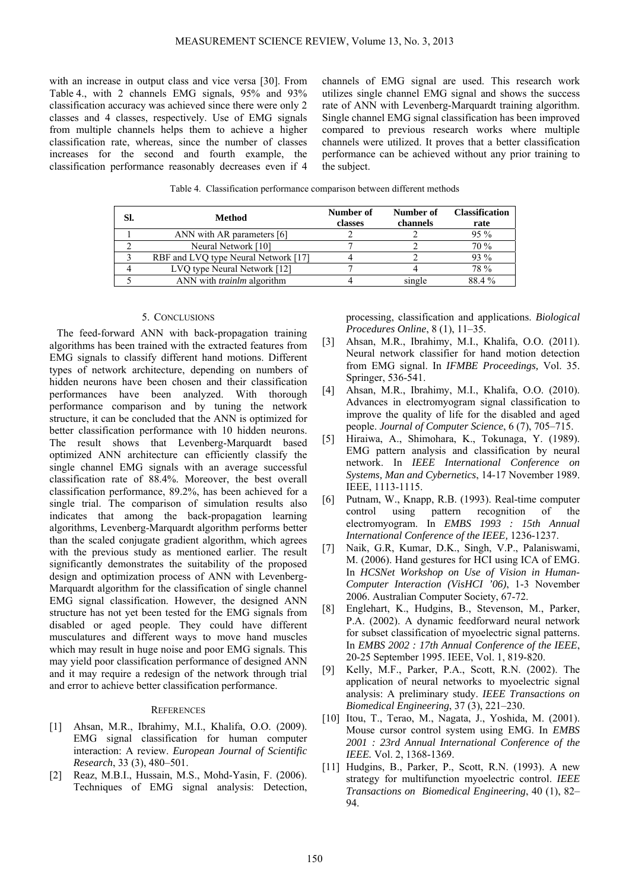with an increase in output class and vice versa [30]. From Table 4., with 2 channels EMG signals, 95% and 93% classification accuracy was achieved since there were only 2 classes and 4 classes, respectively. Use of EMG signals from multiple channels helps them to achieve a higher classification rate, whereas, since the number of classes increases for the second and fourth example, the classification performance reasonably decreases even if 4 channels of EMG signal are used. This research work utilizes single channel EMG signal and shows the success rate of ANN with Levenberg-Marquardt training algorithm. Single channel EMG signal classification has been improved compared to previous research works where multiple channels were utilized. It proves that a better classification performance can be achieved without any prior training to the subject.

Table 4. Classification performance comparison between different methods

| Sl. | Method | Number of classes | Number of channels | Classification rate |
|---|---|---|---|---|
| 1 | ANN with AR parameters [6] | 2 | 2 | 95 % |
| 2 | Neural Network [10] | 7 | 2 | 70 % |
| 3 | RBF and LVQ type Neural Network [17] | 4 | 2 | 93 % |
| 4 | LVQ type Neural Network [12] | 7 | 4 | 78 % |
| 5 | ANN with *trainlm* algorithm | 4 | single | 88.4 % |

## 5. Conclusions

The feed-forward ANN with back-propagation training algorithms has been trained with the extracted features from EMG signals to classify different hand motions. Different types of network architecture, depending on numbers of hidden neurons have been chosen and their classification performances have been analyzed. With thorough performance comparison and by tuning the network structure, it can be concluded that the ANN is optimized for better classification performance with 10 hidden neurons. The result shows that Levenberg-Marquardt based optimized ANN architecture can efficiently classify the single channel EMG signals with an average successful classification rate of 88.4%. Moreover, the best overall classification performance, 89.2%, has been achieved for a single trial. The comparison of simulation results also indicates that among the back-propagation learning algorithms, Levenberg-Marquardt algorithm performs better than the scaled conjugate gradient algorithm, which agrees with the previous study as mentioned earlier. The result significantly demonstrates the suitability of the proposed design and optimization process of ANN with Levenberg-Marquardt algorithm for the classification of single channel EMG signal classification. However, the designed ANN structure has not yet been tested for the EMG signals from disabled or aged people. They could have different musculatures and different ways to move hand muscles which may result in huge noise and poor EMG signals. This may yield poor classification performance of designed ANN and it may require a redesign of the network through trial and error to achieve better classification performance.

## References

[1] Ahsan, M.R., Ibrahimy, M.I., Khalifa, O.O. (2009). EMG signal classification for human computer interaction: A review. *European Journal of Scientific Research*, 33 (3), 480–501.

[2] Reaz, M.B.I., Hussain, M.S., Mohd-Yasin, F. (2006). Techniques of EMG signal analysis: Detection, processing, classification and applications. *Biological Procedures Online*, 8 (1), 11–35.

[3] Ahsan, M.R., Ibrahimy, M.I., Khalifa, O.O. (2011). Neural network classifier for hand motion detection from EMG signal. In *IFMBE Proceedings,* Vol. 35. Springer, 536-541.

[4] Ahsan, M.R., Ibrahimy, M.I., Khalifa, O.O. (2010). Advances in electromyogram signal classification to improve the quality of life for the disabled and aged people. *Journal of Computer Science*, 6 (7), 705–715.

[5] Hiraiwa, A., Shimohara, K., Tokunaga, Y. (1989). EMG pattern analysis and classification by neural network. In *IEEE International Conference on Systems, Man and Cybernetics*, 14-17 November 1989. IEEE, 1113-1115.

[6] Putnam, W., Knapp, R.B. (1993). Real-time computer control using pattern recognition of the electromyogram. In *EMBS 1993 : 15th Annual International Conference of the IEEE,* 1236-1237.

[7] Naik, G.R, Kumar, D.K., Singh, V.P., Palaniswami, M. (2006). Hand gestures for HCI using ICA of EMG. In *HCSNet Workshop on Use of Vision in Human-Computer Interaction (VisHCI '06)*, 1-3 November 2006. Australian Computer Society, 67-72.

[8] Englehart, K., Hudgins, B., Stevenson, M., Parker, P.A. (2002). A dynamic feedforward neural network for subset classification of myoelectric signal patterns. In *EMBS 2002 : 17th Annual Conference of the IEEE*, 20-25 September 1995. IEEE, Vol. 1, 819-820.

[9] Kelly, M.F., Parker, P.A., Scott, R.N. (2002). The application of neural networks to myoelectric signal analysis: A preliminary study. *IEEE Transactions on Biomedical Engineering*, 37 (3), 221–230.

[10] Itou, T., Terao, M., Nagata, J., Yoshida, M. (2001). Mouse cursor control system using EMG. In *EMBS 2001 : 23rd Annual International Conference of the IEEE.* Vol. 2, 1368-1369.

[11] Hudgins, B., Parker, P., Scott, R.N. (1993). A new strategy for multifunction myoelectric control. *IEEE Transactions on Biomedical Engineering*, 40 (1), 82–94.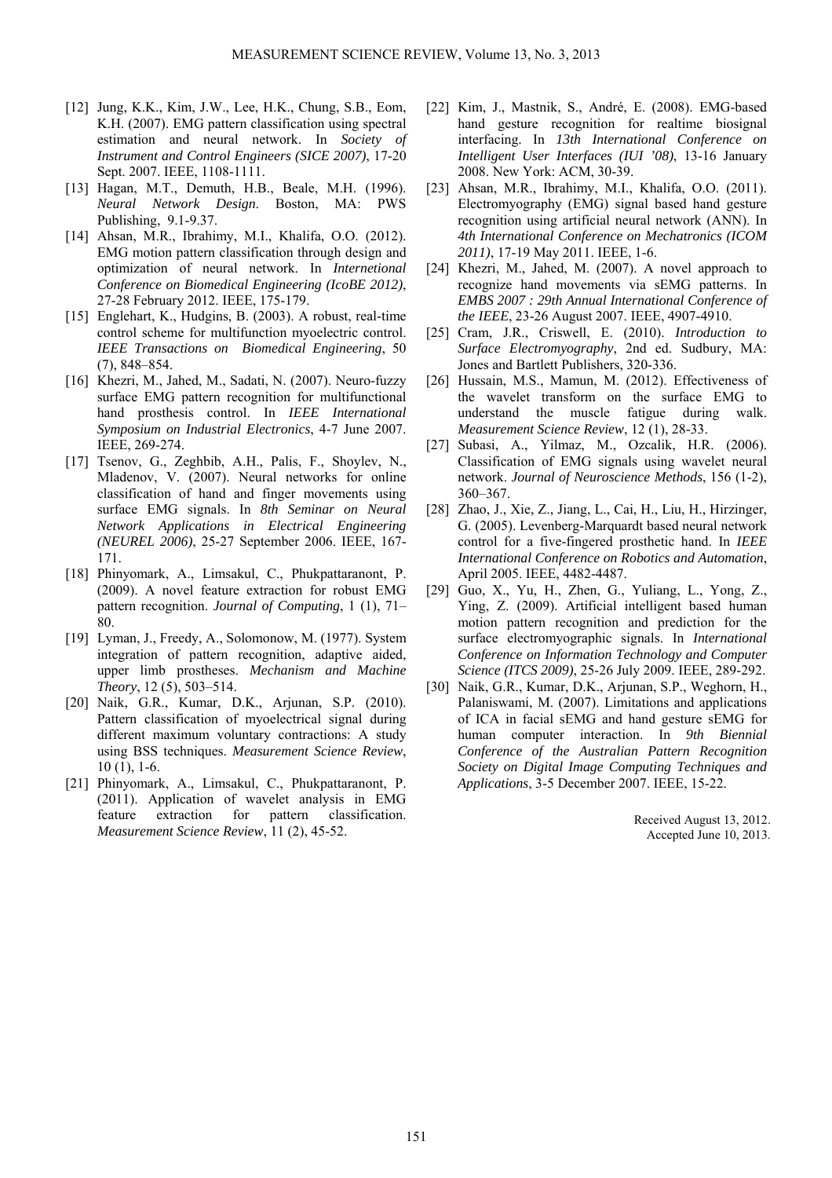[12] Jung, K.K., Kim, J.W., Lee, H.K., Chung, S.B., Eom, K.H. (2007). EMG pattern classification using spectral estimation and neural network. In *Society of Instrument and Control Engineers (SICE 2007)*, 17-20 Sept. 2007. IEEE, 1108-1111.

[13] Hagan, M.T., Demuth, H.B., Beale, M.H. (1996). *Neural Network Design*. Boston, MA: PWS Publishing, 9.1-9.37.

[14] Ahsan, M.R., Ibrahimy, M.I., Khalifa, O.O. (2012). EMG motion pattern classification through design and optimization of neural network. In *Internetional Conference on Biomedical Engineering (IcoBE 2012)*, 27-28 February 2012. IEEE, 175-179.

[15] Englehart, K., Hudgins, B. (2003). A robust, real-time control scheme for multifunction myoelectric control. *IEEE Transactions on Biomedical Engineering*, 50 (7), 848–854.

[16] Khezri, M., Jahed, M., Sadati, N. (2007). Neuro-fuzzy surface EMG pattern recognition for multifunctional hand prosthesis control. In *IEEE International Symposium on Industrial Electronics*, 4-7 June 2007. IEEE, 269-274.

[17] Tsenov, G., Zeghbib, A.H., Palis, F., Shoylev, N., Mladenov, V. (2007). Neural networks for online classification of hand and finger movements using surface EMG signals. In *8th Seminar on Neural Network Applications in Electrical Engineering (NEUREL 2006)*, 25-27 September 2006. IEEE, 167-171.

[18] Phinyomark, A., Limsakul, C., Phukpattaranont, P. (2009). A novel feature extraction for robust EMG pattern recognition. *Journal of Computing*, 1 (1), 71–80.

[19] Lyman, J., Freedy, A., Solomonow, M. (1977). System integration of pattern recognition, adaptive aided, upper limb prostheses. *Mechanism and Machine Theory*, 12 (5), 503–514.

[20] Naik, G.R., Kumar, D.K., Arjunan, S.P. (2010). Pattern classification of myoelectrical signal during different maximum voluntary contractions: A study using BSS techniques. *Measurement Science Review*, 10 (1), 1-6.

[21] Phinyomark, A., Limsakul, C., Phukpattaranont, P. (2011). Application of wavelet analysis in EMG feature extraction for pattern classification. *Measurement Science Review*, 11 (2), 45-52.

[22] Kim, J., Mastnik, S., André, E. (2008). EMG-based hand gesture recognition for realtime biosignal interfacing. In *13th International Conference on Intelligent User Interfaces (IUI '08)*, 13-16 January 2008. New York: ACM, 30-39.

[23] Ahsan, M.R., Ibrahimy, M.I., Khalifa, O.O. (2011). Electromyography (EMG) signal based hand gesture recognition using artificial neural network (ANN). In *4th International Conference on Mechatronics (ICOM 2011)*, 17-19 May 2011. IEEE, 1-6.

[24] Khezri, M., Jahed, M. (2007). A novel approach to recognize hand movements via sEMG patterns. In *EMBS 2007 : 29th Annual International Conference of the IEEE*, 23-26 August 2007. IEEE, 4907-4910.

[25] Cram, J.R., Criswell, E. (2010). *Introduction to Surface Electromyography*, 2nd ed. Sudbury, MA: Jones and Bartlett Publishers, 320-336.

[26] Hussain, M.S., Mamun, M. (2012). Effectiveness of the wavelet transform on the surface EMG to understand the muscle fatigue during walk. *Measurement Science Review*, 12 (1), 28-33.

[27] Subasi, A., Yilmaz, M., Ozcalik, H.R. (2006). Classification of EMG signals using wavelet neural network. *Journal of Neuroscience Methods*, 156 (1-2), 360–367.

[28] Zhao, J., Xie, Z., Jiang, L., Cai, H., Liu, H., Hirzinger, G. (2005). Levenberg-Marquardt based neural network control for a five-fingered prosthetic hand. In *IEEE International Conference on Robotics and Automation*, April 2005. IEEE, 4482-4487.

[29] Guo, X., Yu, H., Zhen, G., Yuliang, L., Yong, Z., Ying, Z. (2009). Artificial intelligent based human motion pattern recognition and prediction for the surface electromyographic signals. In *International Conference on Information Technology and Computer Science (ITCS 2009)*, 25-26 July 2009. IEEE, 289-292.

[30] Naik, G.R., Kumar, D.K., Arjunan, S.P., Weghorn, H., Palaniswami, M. (2007). Limitations and applications of ICA in facial sEMG and hand gesture sEMG for human computer interaction. In *9th Biennial Conference of the Australian Pattern Recognition Society on Digital Image Computing Techniques and Applications*, 3-5 December 2007. IEEE, 15-22.

Received August 13, 2012.
Accepted June 10, 2013.